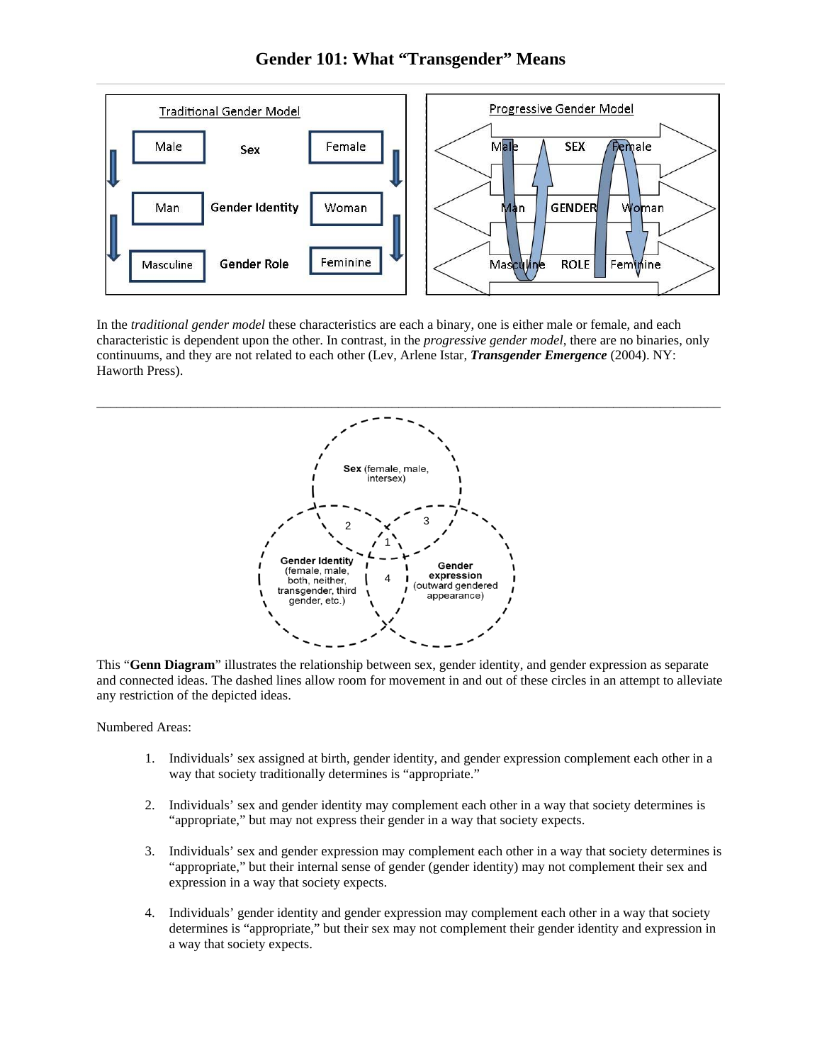# Gender 101: What "Transgender" Means

In the *traditional gender model* these characteristics are each a binary, one is either male or female, and each characteristic is dependent upon the other. In contrast, in the *progressive gender model*, there are no binaries, only continuums, and they are not related to each other (Lev, Arlene Istar, ***Transgender Emergence*** (2004). NY: Haworth Press).

---

This "**Genn Diagram**" illustrates the relationship between sex, gender identity, and gender expression as separate and connected ideas. The dashed lines allow room for movement in and out of these circles in an attempt to alleviate any restriction of the depicted ideas.

Numbered Areas:

1. Individuals' sex assigned at birth, gender identity, and gender expression complement each other in a way that society traditionally determines is "appropriate."

2. Individuals' sex and gender identity may complement each other in a way that society determines is "appropriate," but may not express their gender in a way that society expects.

3. Individuals' sex and gender expression may complement each other in a way that society determines is "appropriate," but their internal sense of gender (gender identity) may not complement their sex and expression in a way that society expects.

4. Individuals' gender identity and gender expression may complement each other in a way that society determines is "appropriate," but their sex may not complement their gender identity and expression in a way that society expects.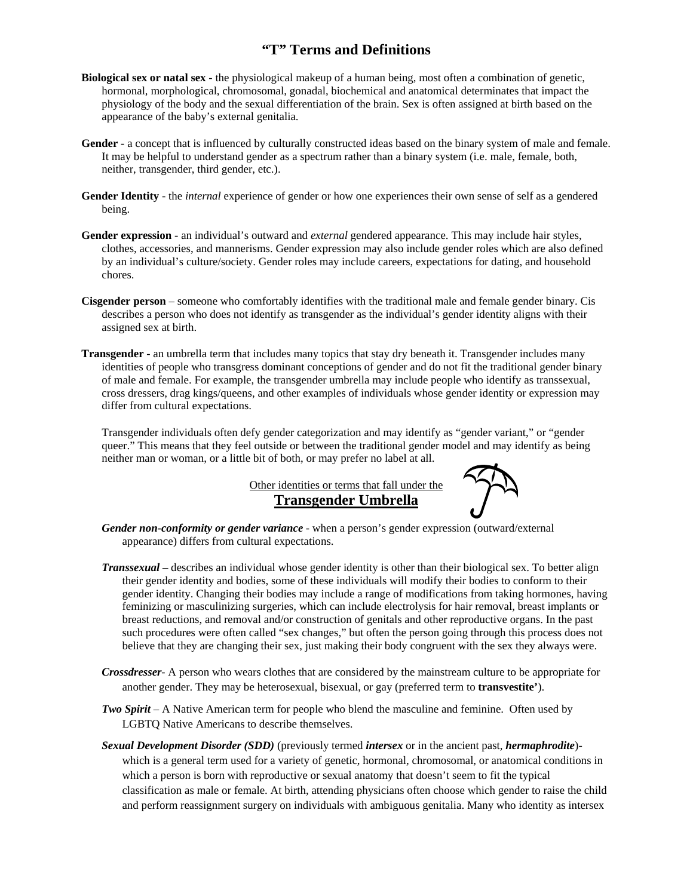# "T" Terms and Definitions

**Biological sex or natal sex** - the physiological makeup of a human being, most often a combination of genetic, hormonal, morphological, chromosomal, gonadal, biochemical and anatomical determinates that impact the physiology of the body and the sexual differentiation of the brain. Sex is often assigned at birth based on the appearance of the baby's external genitalia.

**Gender** - a concept that is influenced by culturally constructed ideas based on the binary system of male and female. It may be helpful to understand gender as a spectrum rather than a binary system (i.e. male, female, both, neither, transgender, third gender, etc.).

**Gender Identity** - the *internal* experience of gender or how one experiences their own sense of self as a gendered being.

**Gender expression** - an individual's outward and *external* gendered appearance. This may include hair styles, clothes, accessories, and mannerisms. Gender expression may also include gender roles which are also defined by an individual's culture/society. Gender roles may include careers, expectations for dating, and household chores.

**Cisgender person** – someone who comfortably identifies with the traditional male and female gender binary. Cis describes a person who does not identify as transgender as the individual's gender identity aligns with their assigned sex at birth.

**Transgender** - an umbrella term that includes many topics that stay dry beneath it. Transgender includes many identities of people who transgress dominant conceptions of gender and do not fit the traditional gender binary of male and female. For example, the transgender umbrella may include people who identify as transsexual, cross dressers, drag kings/queens, and other examples of individuals whose gender identity or expression may differ from cultural expectations.

Transgender individuals often defy gender categorization and may identify as "gender variant," or "gender queer." This means that they feel outside or between the traditional gender model and may identify as being neither man or woman, or a little bit of both, or may prefer no label at all.

Other identities or terms that fall under the
**Transgender Umbrella**

***Gender non-conformity or gender variance*** - when a person's gender expression (outward/external appearance) differs from cultural expectations.

***Transsexual*** – describes an individual whose gender identity is other than their biological sex. To better align their gender identity and bodies, some of these individuals will modify their bodies to conform to their gender identity. Changing their bodies may include a range of modifications from taking hormones, having feminizing or masculinizing surgeries, which can include electrolysis for hair removal, breast implants or breast reductions, and removal and/or construction of genitals and other reproductive organs. In the past such procedures were often called "sex changes," but often the person going through this process does not believe that they are changing their sex, just making their body congruent with the sex they always were.

***Crossdresser***- A person who wears clothes that are considered by the mainstream culture to be appropriate for another gender. They may be heterosexual, bisexual, or gay (preferred term to **transvestite'**).

***Two Spirit*** – A Native American term for people who blend the masculine and feminine. Often used by LGBTQ Native Americans to describe themselves.

***Sexual Development Disorder (SDD)*** (previously termed ***intersex*** or in the ancient past, ***hermaphrodite***)- which is a general term used for a variety of genetic, hormonal, chromosomal, or anatomical conditions in which a person is born with reproductive or sexual anatomy that doesn't seem to fit the typical classification as male or female. At birth, attending physicians often choose which gender to raise the child and perform reassignment surgery on individuals with ambiguous genitalia. Many who identity as intersex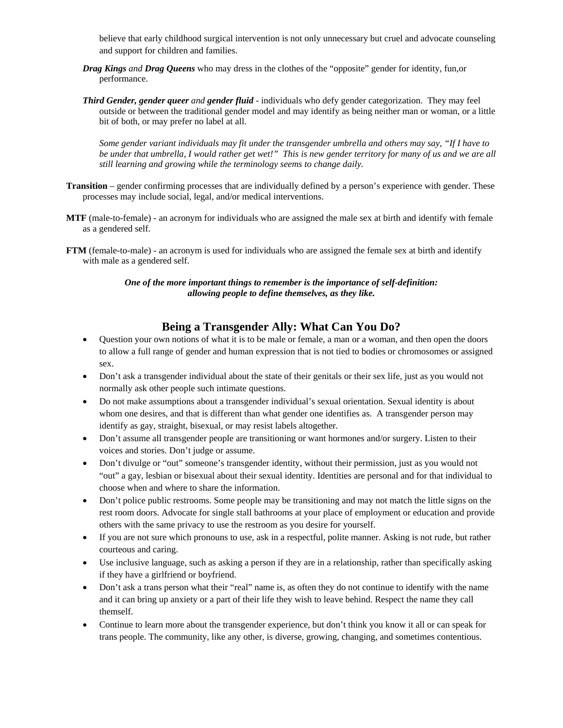believe that early childhood surgical intervention is not only unnecessary but cruel and advocate counseling and support for children and families.

***Drag Kings*** *and* ***Drag Queens*** who may dress in the clothes of the "opposite" gender for identity, fun,or performance.

***Third Gender, gender queer*** *and* ***gender fluid*** - individuals who defy gender categorization. They may feel outside or between the traditional gender model and may identify as being neither man or woman, or a little bit of both, or may prefer no label at all.

*Some gender variant individuals may fit under the transgender umbrella and others may say, "If I have to be under that umbrella, I would rather get wet!" This is new gender territory for many of us and we are all still learning and growing while the terminology seems to change daily.*

**Transition** – gender confirming processes that are individually defined by a person's experience with gender. These processes may include social, legal, and/or medical interventions.

**MTF** (male-to-female) - an acronym for individuals who are assigned the male sex at birth and identify with female as a gendered self.

**FTM** (female-to-male) - an acronym is used for individuals who are assigned the female sex at birth and identify with male as a gendered self.

***One of the more important things to remember is the importance of self-definition: allowing people to define themselves, as they like.***

## Being a Transgender Ally: What Can You Do?

- Question your own notions of what it is to be male or female, a man or a woman, and then open the doors to allow a full range of gender and human expression that is not tied to bodies or chromosomes or assigned sex.
- Don't ask a transgender individual about the state of their genitals or their sex life, just as you would not normally ask other people such intimate questions.
- Do not make assumptions about a transgender individual's sexual orientation. Sexual identity is about whom one desires, and that is different than what gender one identifies as. A transgender person may identify as gay, straight, bisexual, or may resist labels altogether.
- Don't assume all transgender people are transitioning or want hormones and/or surgery. Listen to their voices and stories. Don't judge or assume.
- Don't divulge or "out" someone's transgender identity, without their permission, just as you would not "out" a gay, lesbian or bisexual about their sexual identity. Identities are personal and for that individual to choose when and where to share the information.
- Don't police public restrooms. Some people may be transitioning and may not match the little signs on the rest room doors. Advocate for single stall bathrooms at your place of employment or education and provide others with the same privacy to use the restroom as you desire for yourself.
- If you are not sure which pronouns to use, ask in a respectful, polite manner. Asking is not rude, but rather courteous and caring.
- Use inclusive language, such as asking a person if they are in a relationship, rather than specifically asking if they have a girlfriend or boyfriend.
- Don't ask a trans person what their "real" name is, as often they do not continue to identify with the name and it can bring up anxiety or a part of their life they wish to leave behind. Respect the name they call themself.
- Continue to learn more about the transgender experience, but don't think you know it all or can speak for trans people. The community, like any other, is diverse, growing, changing, and sometimes contentious.